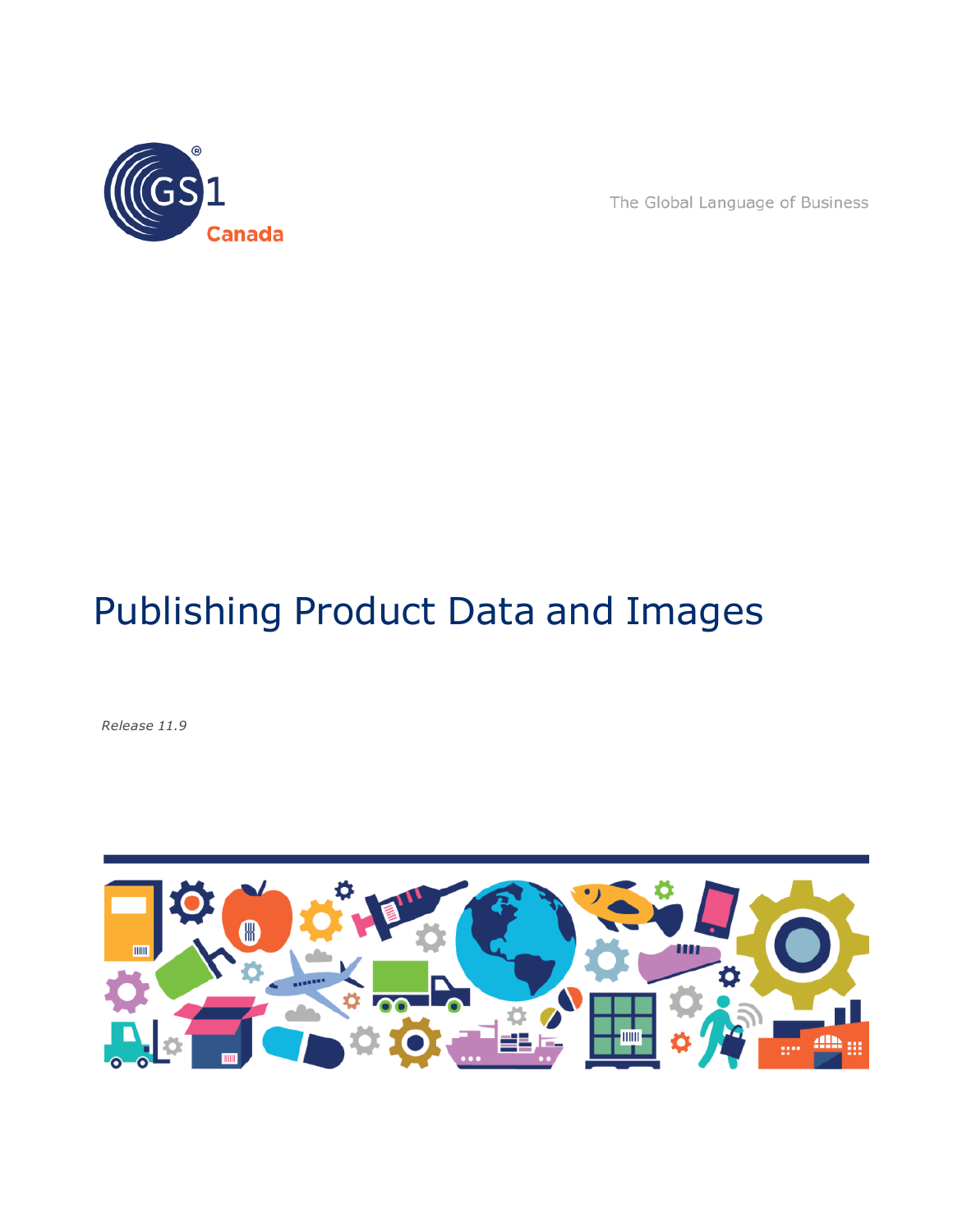GS1 Canada

The Global Language of Business

# Publishing Product Data and Images

*Release 11.9*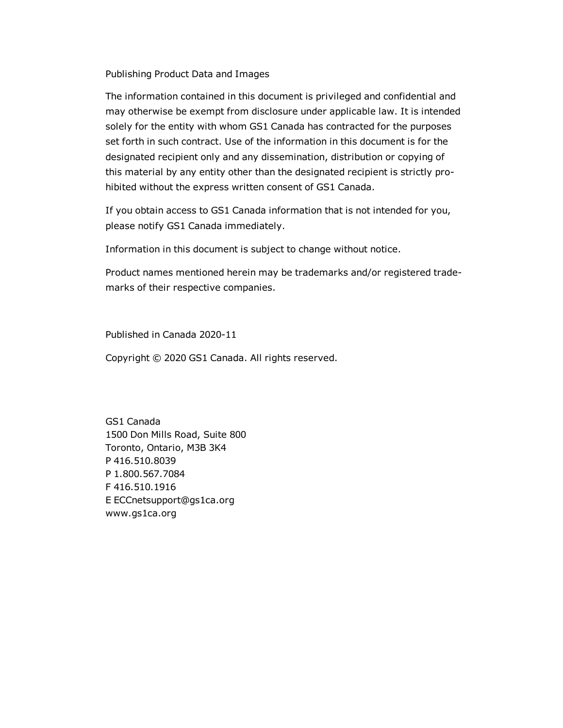Publishing Product Data and Images

The information contained in this document is privileged and confidential and may otherwise be exempt from disclosure under applicable law. It is intended solely for the entity with whom GS1 Canada has contracted for the purposes set forth in such contract. Use of the information in this document is for the designated recipient only and any dissemination, distribution or copying of this material by any entity other than the designated recipient is strictly prohibited without the express written consent of GS1 Canada.

If you obtain access to GS1 Canada information that is not intended for you, please notify GS1 Canada immediately.

Information in this document is subject to change without notice.

Product names mentioned herein may be trademarks and/or registered trademarks of their respective companies.

Published in Canada 2020-11

Copyright © 2020 GS1 Canada. All rights reserved.

GS1 Canada
1500 Don Mills Road, Suite 800
Toronto, Ontario, M3B 3K4
P 416.510.8039
P 1.800.567.7084
F 416.510.1916
E ECCnetsupport@gs1ca.org
www.gs1ca.org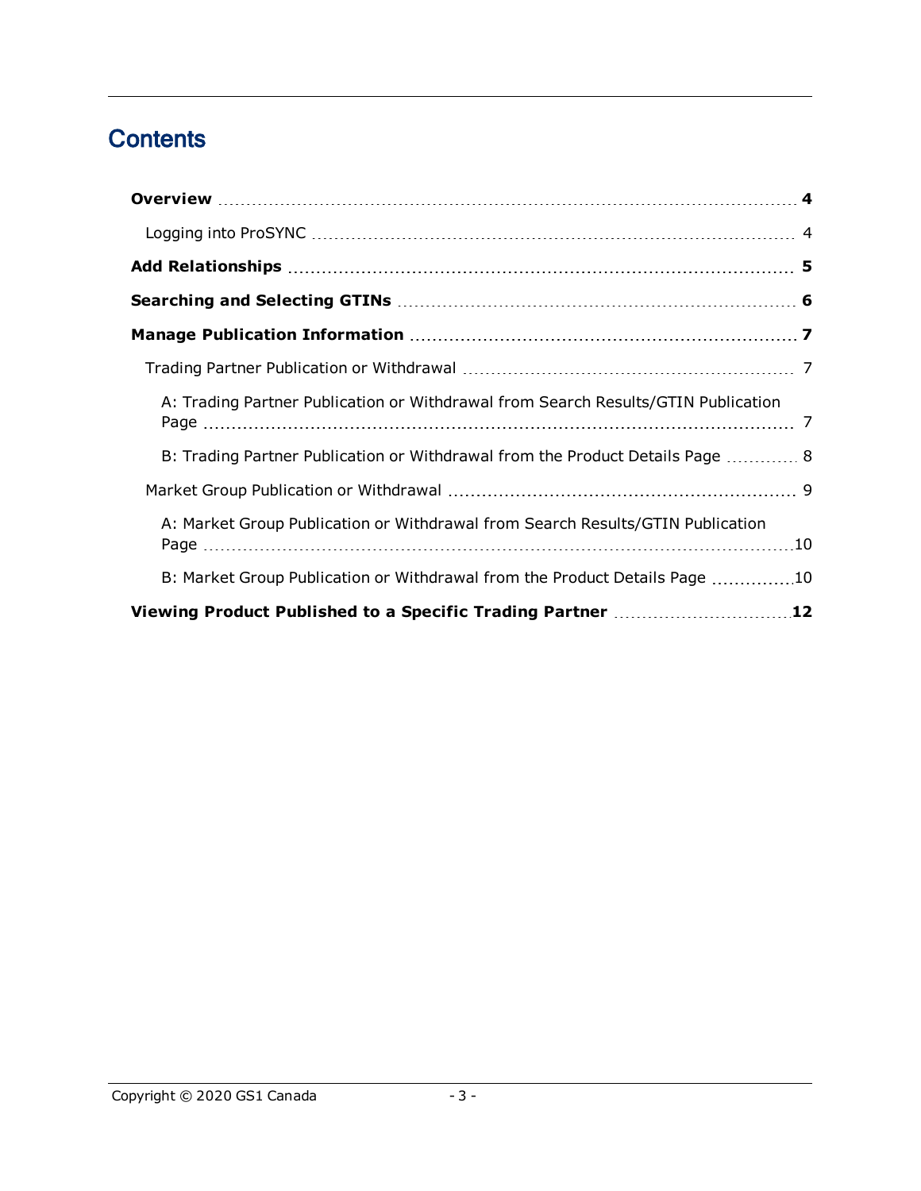# Contents

**Overview** .......... **4**

- Logging into ProSYNC .......... 4

**Add Relationships** .......... **5**

**Searching and Selecting GTINs** .......... **6**

**Manage Publication Information** .......... **7**

- Trading Partner Publication or Withdrawal .......... 7
  - A: Trading Partner Publication or Withdrawal from Search Results/GTIN Publication Page .......... 7
  - B: Trading Partner Publication or Withdrawal from the Product Details Page .......... 8
- Market Group Publication or Withdrawal .......... 9
  - A: Market Group Publication or Withdrawal from Search Results/GTIN Publication Page .......... 10
  - B: Market Group Publication or Withdrawal from the Product Details Page .......... 10

**Viewing Product Published to a Specific Trading Partner** .......... **12**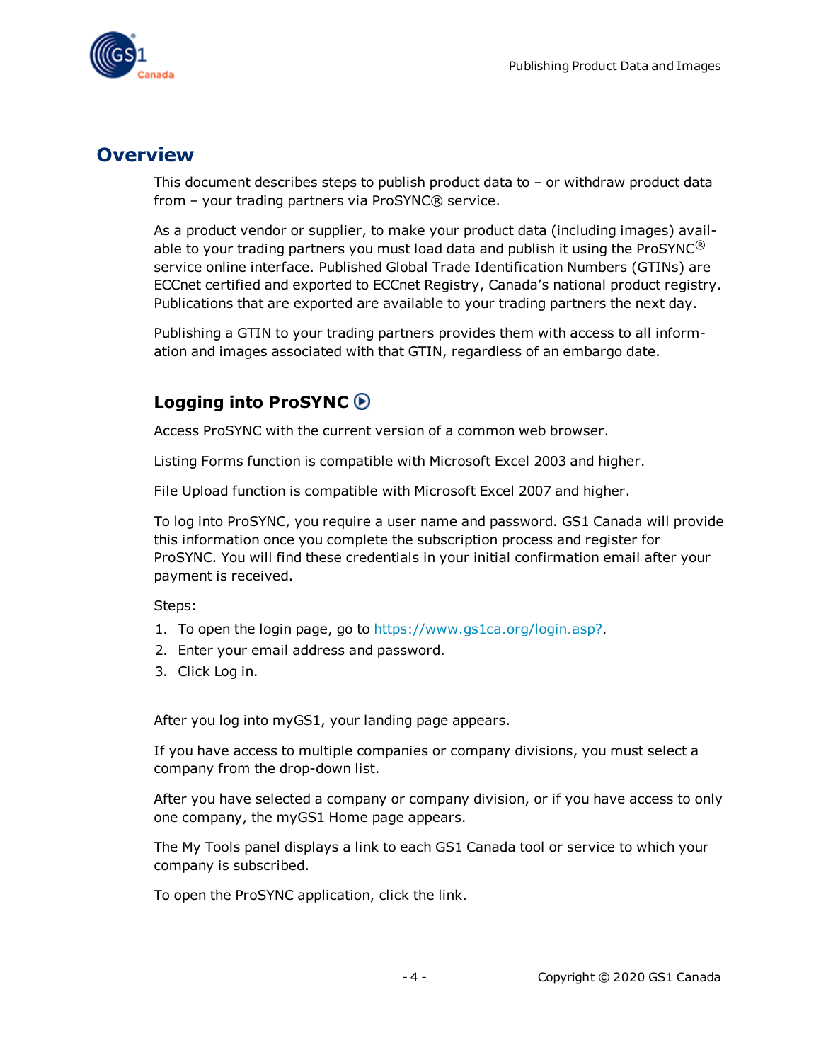## Overview

This document describes steps to publish product data to – or withdraw product data from – your trading partners via ProSYNC® service.

As a product vendor or supplier, to make your product data (including images) available to your trading partners you must load data and publish it using the ProSYNC® service online interface. Published Global Trade Identification Numbers (GTINs) are ECCnet certified and exported to ECCnet Registry, Canada's national product registry. Publications that are exported are available to your trading partners the next day.

Publishing a GTIN to your trading partners provides them with access to all information and images associated with that GTIN, regardless of an embargo date.

### Logging into ProSYNC

Access ProSYNC with the current version of a common web browser.

Listing Forms function is compatible with Microsoft Excel 2003 and higher.

File Upload function is compatible with Microsoft Excel 2007 and higher.

To log into ProSYNC, you require a user name and password. GS1 Canada will provide this information once you complete the subscription process and register for ProSYNC. You will find these credentials in your initial confirmation email after your payment is received.

Steps:

1. To open the login page, go to https://www.gs1ca.org/login.asp?.
2. Enter your email address and password.
3. Click Log in.

After you log into myGS1, your landing page appears.

If you have access to multiple companies or company divisions, you must select a company from the drop-down list.

After you have selected a company or company division, or if you have access to only one company, the myGS1 Home page appears.

The My Tools panel displays a link to each GS1 Canada tool or service to which your company is subscribed.

To open the ProSYNC application, click the link.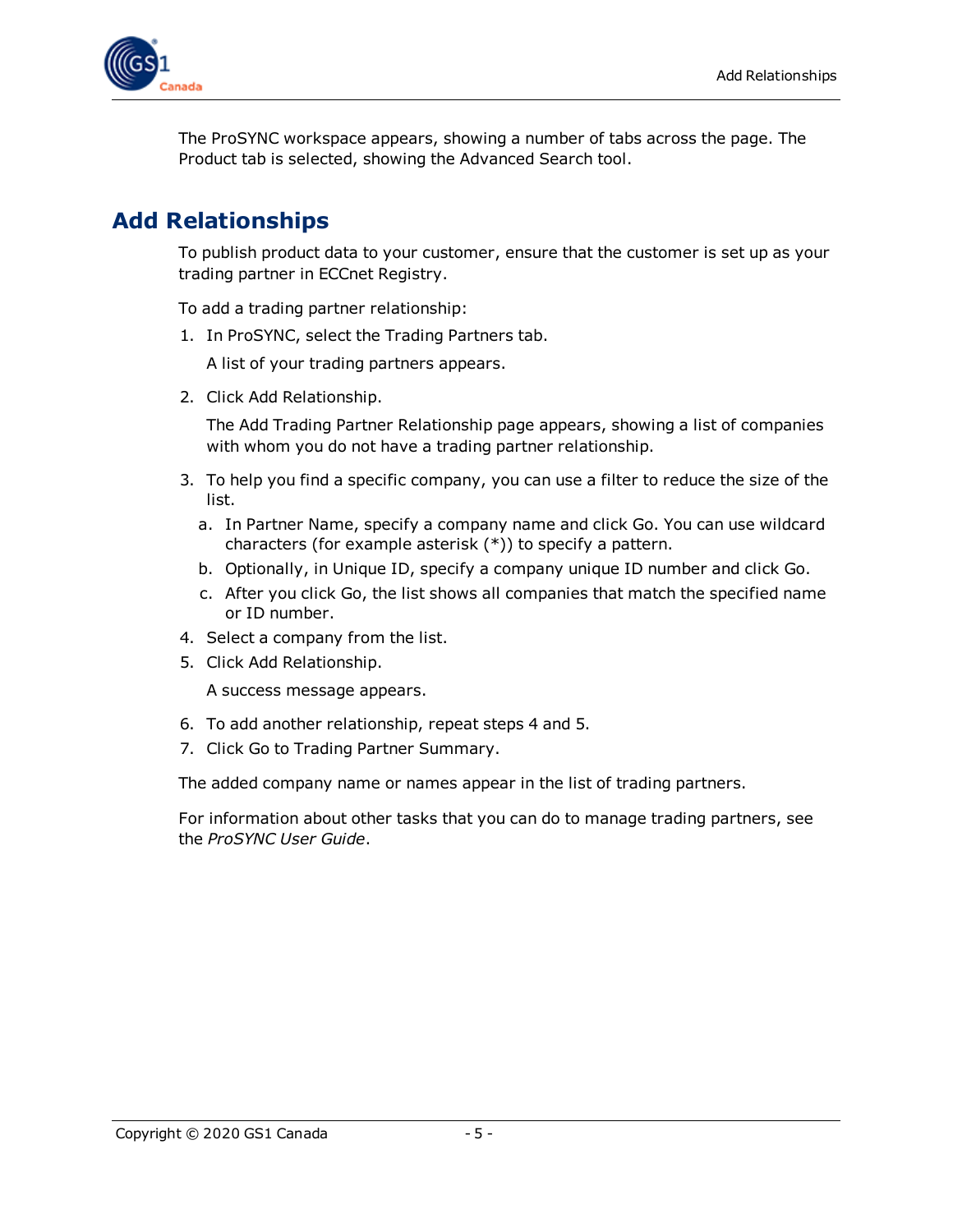The ProSYNC workspace appears, showing a number of tabs across the page. The Product tab is selected, showing the Advanced Search tool.

## Add Relationships

To publish product data to your customer, ensure that the customer is set up as your trading partner in ECCnet Registry.

To add a trading partner relationship:

1. In ProSYNC, select the Trading Partners tab.

   A list of your trading partners appears.

2. Click Add Relationship.

   The Add Trading Partner Relationship page appears, showing a list of companies with whom you do not have a trading partner relationship.

3. To help you find a specific company, you can use a filter to reduce the size of the list.
   a. In Partner Name, specify a company name and click Go. You can use wildcard characters (for example asterisk (*)) to specify a pattern.
   b. Optionally, in Unique ID, specify a company unique ID number and click Go.
   c. After you click Go, the list shows all companies that match the specified name or ID number.
4. Select a company from the list.
5. Click Add Relationship.

   A success message appears.

6. To add another relationship, repeat steps 4 and 5.
7. Click Go to Trading Partner Summary.

The added company name or names appear in the list of trading partners.

For information about other tasks that you can do to manage trading partners, see the *ProSYNC User Guide*.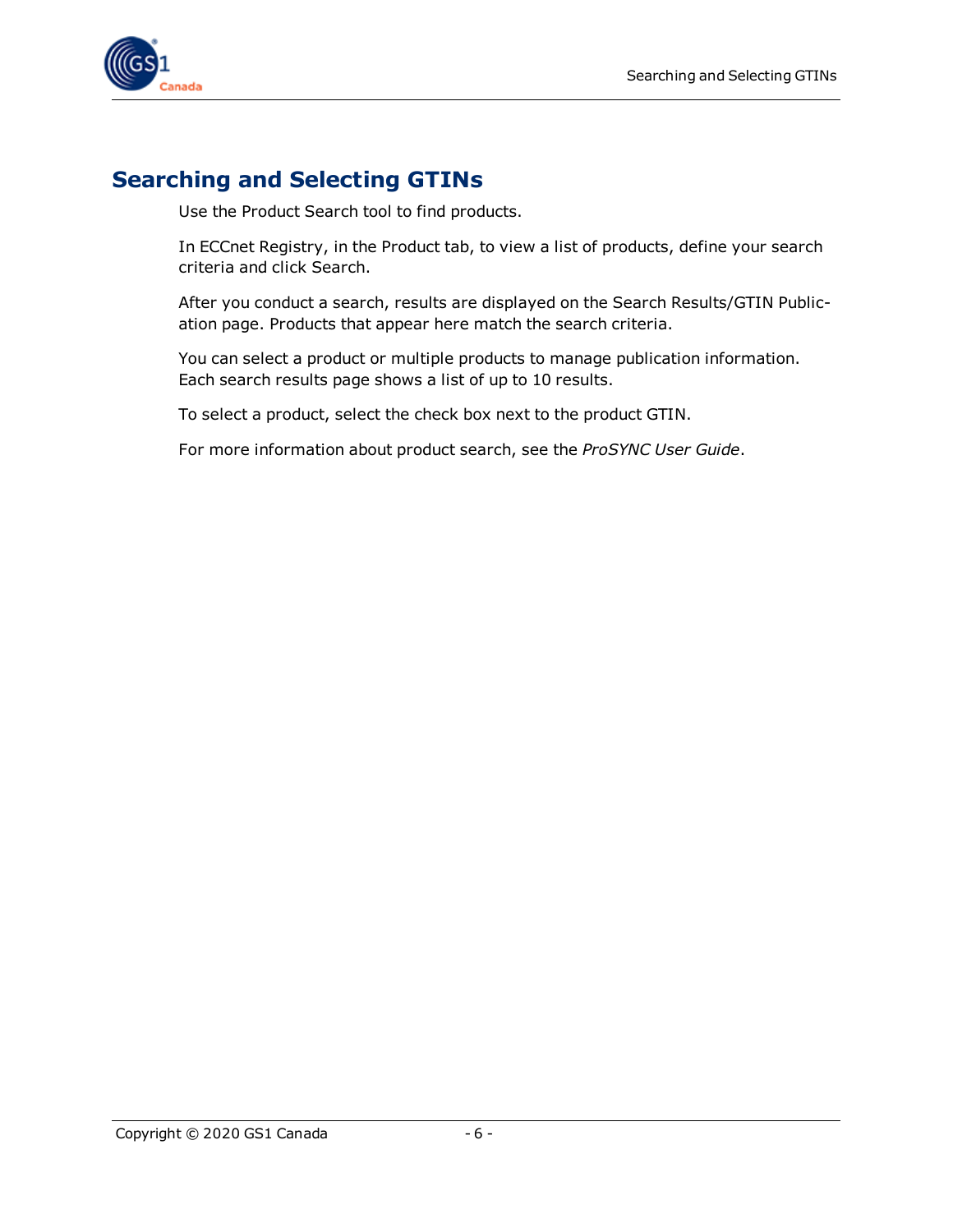# Searching and Selecting GTINs

Use the Product Search tool to find products.

In ECCnet Registry, in the Product tab, to view a list of products, define your search criteria and click Search.

After you conduct a search, results are displayed on the Search Results/GTIN Publication page. Products that appear here match the search criteria.

You can select a product or multiple products to manage publication information. Each search results page shows a list of up to 10 results.

To select a product, select the check box next to the product GTIN.

For more information about product search, see the *ProSYNC User Guide*.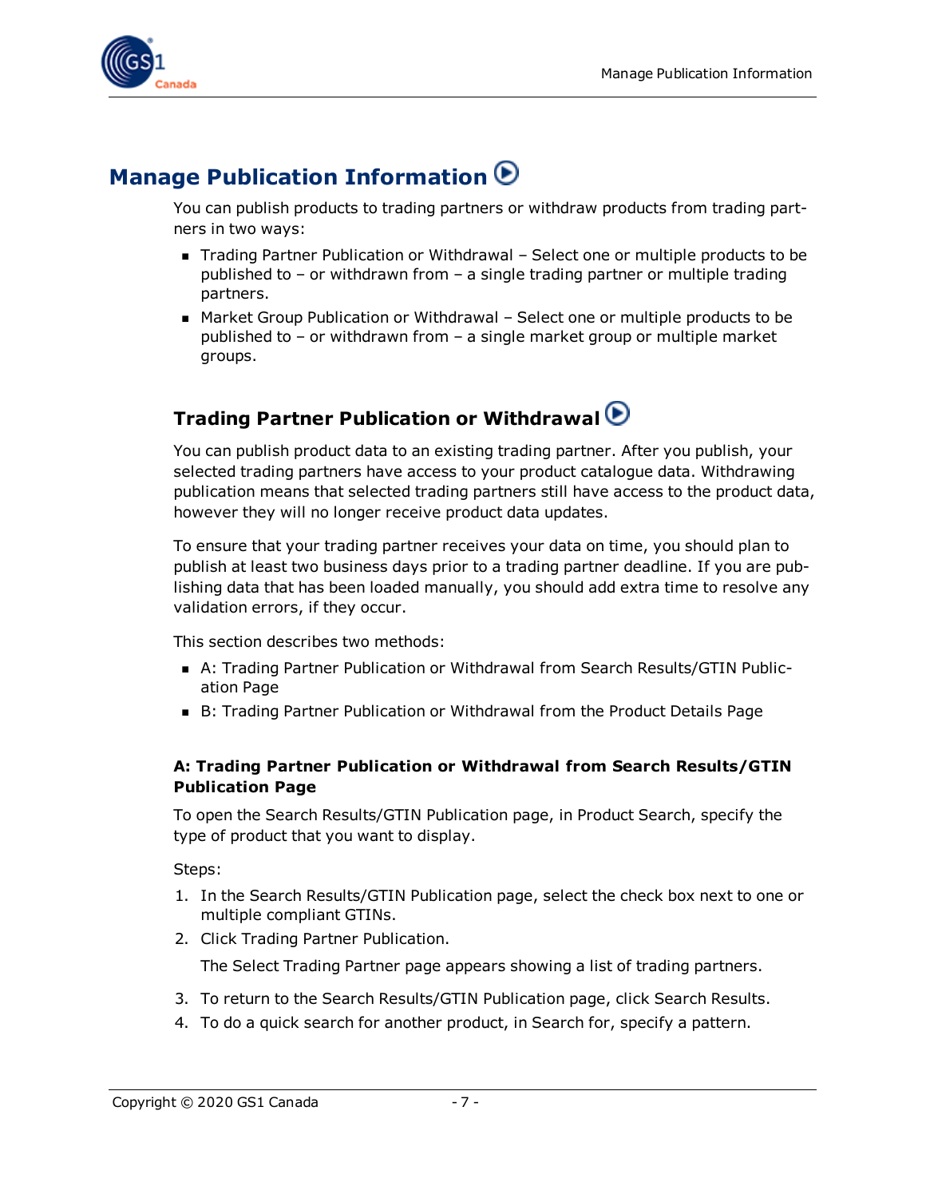# Manage Publication Information

You can publish products to trading partners or withdraw products from trading partners in two ways:

- Trading Partner Publication or Withdrawal – Select one or multiple products to be published to – or withdrawn from – a single trading partner or multiple trading partners.
- Market Group Publication or Withdrawal – Select one or multiple products to be published to – or withdrawn from – a single market group or multiple market groups.

## Trading Partner Publication or Withdrawal

You can publish product data to an existing trading partner. After you publish, your selected trading partners have access to your product catalogue data. Withdrawing publication means that selected trading partners still have access to the product data, however they will no longer receive product data updates.

To ensure that your trading partner receives your data on time, you should plan to publish at least two business days prior to a trading partner deadline. If you are publishing data that has been loaded manually, you should add extra time to resolve any validation errors, if they occur.

This section describes two methods:

- A: Trading Partner Publication or Withdrawal from Search Results/GTIN Publication Page
- B: Trading Partner Publication or Withdrawal from the Product Details Page

#### A: Trading Partner Publication or Withdrawal from Search Results/GTIN Publication Page

To open the Search Results/GTIN Publication page, in Product Search, specify the type of product that you want to display.

Steps:

1. In the Search Results/GTIN Publication page, select the check box next to one or multiple compliant GTINs.
2. Click Trading Partner Publication.

   The Select Trading Partner page appears showing a list of trading partners.

3. To return to the Search Results/GTIN Publication page, click Search Results.
4. To do a quick search for another product, in Search for, specify a pattern.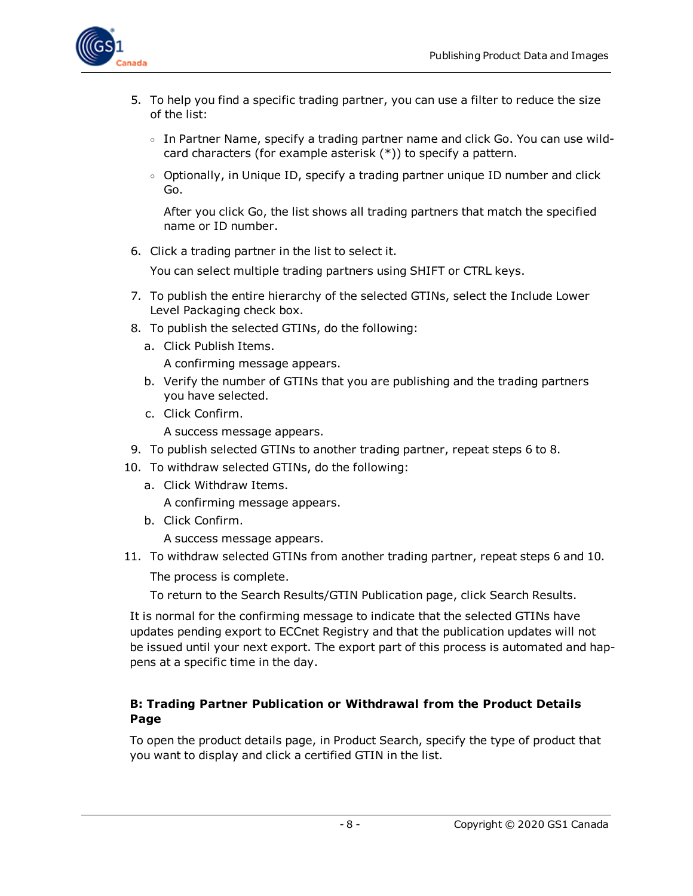5. To help you find a specific trading partner, you can use a filter to reduce the size of the list:
   - In Partner Name, specify a trading partner name and click Go. You can use wild-card characters (for example asterisk (*)) to specify a pattern.
   - Optionally, in Unique ID, specify a trading partner unique ID number and click Go.

     After you click Go, the list shows all trading partners that match the specified name or ID number.
6. Click a trading partner in the list to select it.

   You can select multiple trading partners using SHIFT or CTRL keys.
7. To publish the entire hierarchy of the selected GTINs, select the Include Lower Level Packaging check box.
8. To publish the selected GTINs, do the following:
   a. Click Publish Items.

      A confirming message appears.
   b. Verify the number of GTINs that you are publishing and the trading partners you have selected.
   c. Click Confirm.

      A success message appears.
9. To publish selected GTINs to another trading partner, repeat steps 6 to 8.
10. To withdraw selected GTINs, do the following:
    a. Click Withdraw Items.

       A confirming message appears.
    b. Click Confirm.

       A success message appears.
11. To withdraw selected GTINs from another trading partner, repeat steps 6 and 10.

    The process is complete.

    To return to the Search Results/GTIN Publication page, click Search Results.

It is normal for the confirming message to indicate that the selected GTINs have updates pending export to ECCnet Registry and that the publication updates will not be issued until your next export. The export part of this process is automated and happens at a specific time in the day.

**B: Trading Partner Publication or Withdrawal from the Product Details Page**

To open the product details page, in Product Search, specify the type of product that you want to display and click a certified GTIN in the list.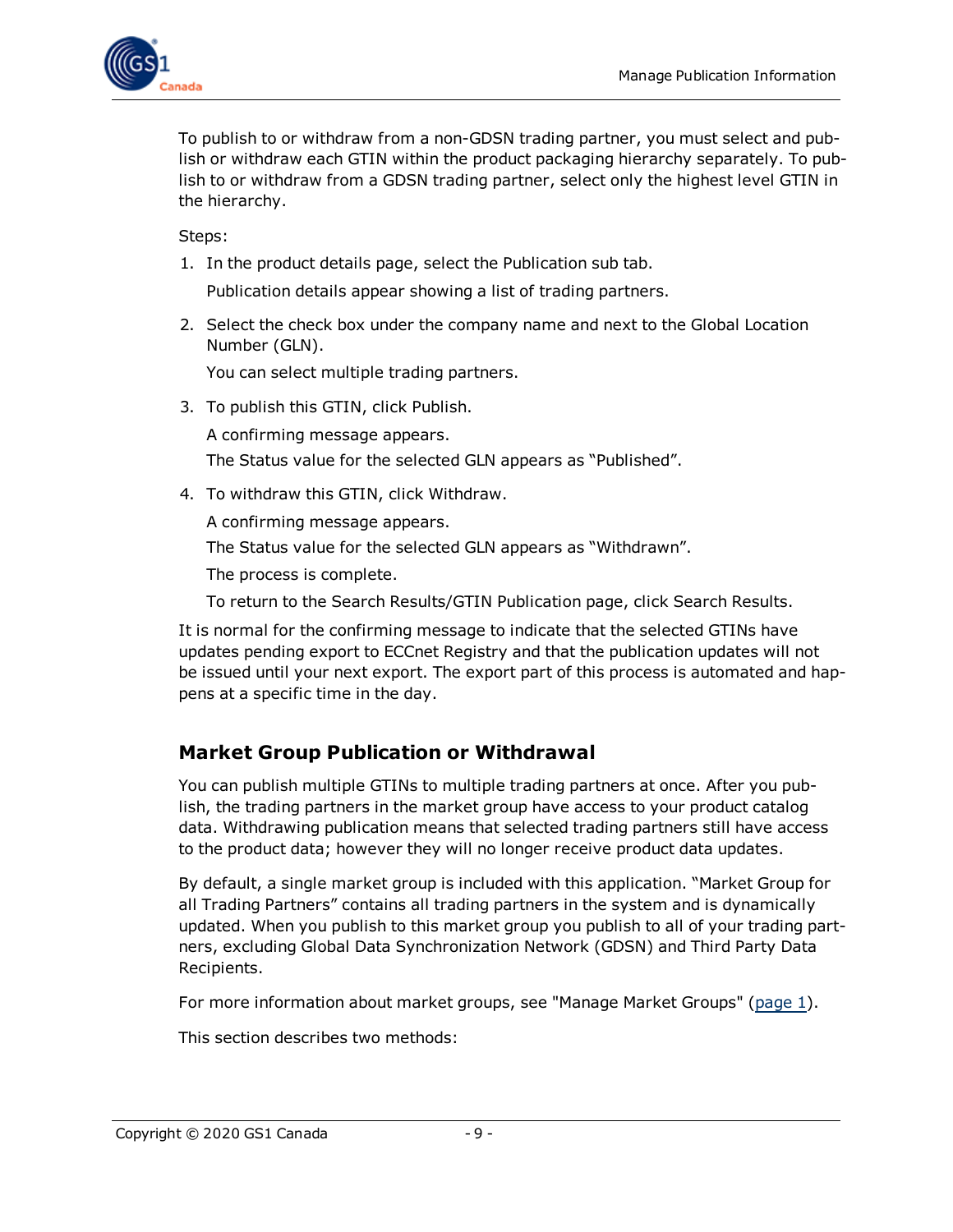To publish to or withdraw from a non-GDSN trading partner, you must select and publish or withdraw each GTIN within the product packaging hierarchy separately. To publish to or withdraw from a GDSN trading partner, select only the highest level GTIN in the hierarchy.

Steps:

1. In the product details page, select the Publication sub tab.

   Publication details appear showing a list of trading partners.

2. Select the check box under the company name and next to the Global Location Number (GLN).

   You can select multiple trading partners.

3. To publish this GTIN, click Publish.

   A confirming message appears.

   The Status value for the selected GLN appears as "Published".

4. To withdraw this GTIN, click Withdraw.

   A confirming message appears.

   The Status value for the selected GLN appears as "Withdrawn".

   The process is complete.

   To return to the Search Results/GTIN Publication page, click Search Results.

It is normal for the confirming message to indicate that the selected GTINs have updates pending export to ECCnet Registry and that the publication updates will not be issued until your next export. The export part of this process is automated and happens at a specific time in the day.

## Market Group Publication or Withdrawal

You can publish multiple GTINs to multiple trading partners at once. After you publish, the trading partners in the market group have access to your product catalog data. Withdrawing publication means that selected trading partners still have access to the product data; however they will no longer receive product data updates.

By default, a single market group is included with this application. "Market Group for all Trading Partners" contains all trading partners in the system and is dynamically updated. When you publish to this market group you publish to all of your trading partners, excluding Global Data Synchronization Network (GDSN) and Third Party Data Recipients.

For more information about market groups, see "Manage Market Groups" (page 1).

This section describes two methods: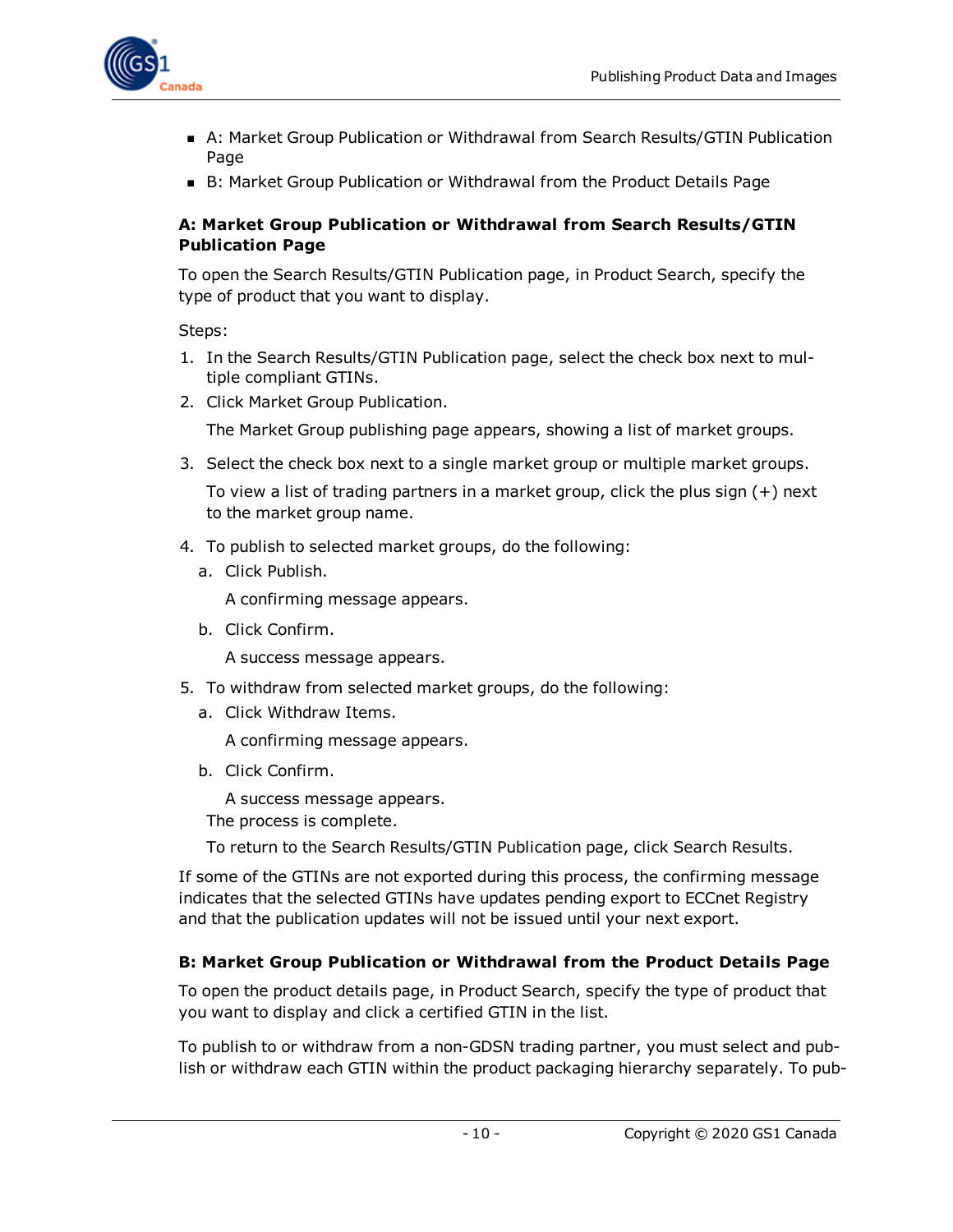- A: Market Group Publication or Withdrawal from Search Results/GTIN Publication Page
- B: Market Group Publication or Withdrawal from the Product Details Page

**A: Market Group Publication or Withdrawal from Search Results/GTIN Publication Page**

To open the Search Results/GTIN Publication page, in Product Search, specify the type of product that you want to display.

Steps:

1. In the Search Results/GTIN Publication page, select the check box next to multiple compliant GTINs.
2. Click Market Group Publication.

   The Market Group publishing page appears, showing a list of market groups.

3. Select the check box next to a single market group or multiple market groups.

   To view a list of trading partners in a market group, click the plus sign (+) next to the market group name.

4. To publish to selected market groups, do the following:
   a. Click Publish.

      A confirming message appears.

   b. Click Confirm.

      A success message appears.

5. To withdraw from selected market groups, do the following:
   a. Click Withdraw Items.

      A confirming message appears.

   b. Click Confirm.

      A success message appears.

   The process is complete.

   To return to the Search Results/GTIN Publication page, click Search Results.

If some of the GTINs are not exported during this process, the confirming message indicates that the selected GTINs have updates pending export to ECCnet Registry and that the publication updates will not be issued until your next export.

**B: Market Group Publication or Withdrawal from the Product Details Page**

To open the product details page, in Product Search, specify the type of product that you want to display and click a certified GTIN in the list.

To publish to or withdraw from a non-GDSN trading partner, you must select and publish or withdraw each GTIN within the product packaging hierarchy separately. To pub-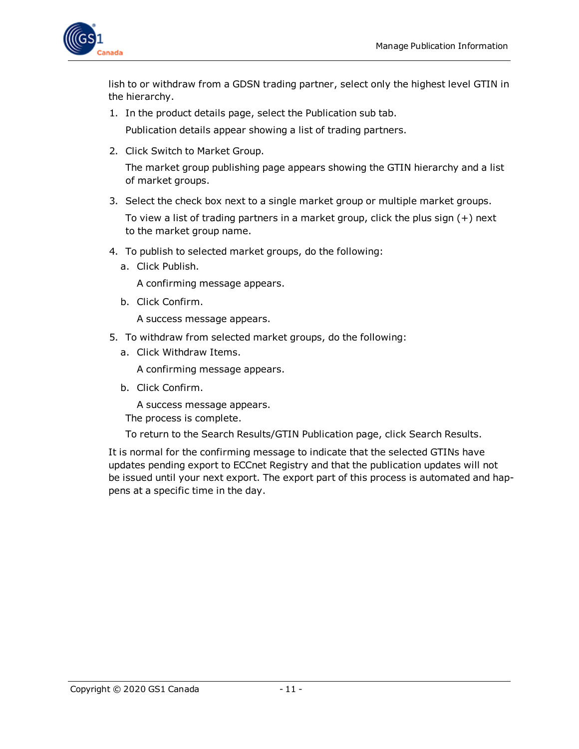lish to or withdraw from a GDSN trading partner, select only the highest level GTIN in the hierarchy.

1. In the product details page, select the Publication sub tab.

   Publication details appear showing a list of trading partners.

2. Click Switch to Market Group.

   The market group publishing page appears showing the GTIN hierarchy and a list of market groups.

3. Select the check box next to a single market group or multiple market groups.

   To view a list of trading partners in a market group, click the plus sign (+) next to the market group name.

4. To publish to selected market groups, do the following:
   a. Click Publish.

      A confirming message appears.

   b. Click Confirm.

      A success message appears.

5. To withdraw from selected market groups, do the following:
   a. Click Withdraw Items.

      A confirming message appears.

   b. Click Confirm.

      A success message appears.

   The process is complete.

   To return to the Search Results/GTIN Publication page, click Search Results.

It is normal for the confirming message to indicate that the selected GTINs have updates pending export to ECCnet Registry and that the publication updates will not be issued until your next export. The export part of this process is automated and happens at a specific time in the day.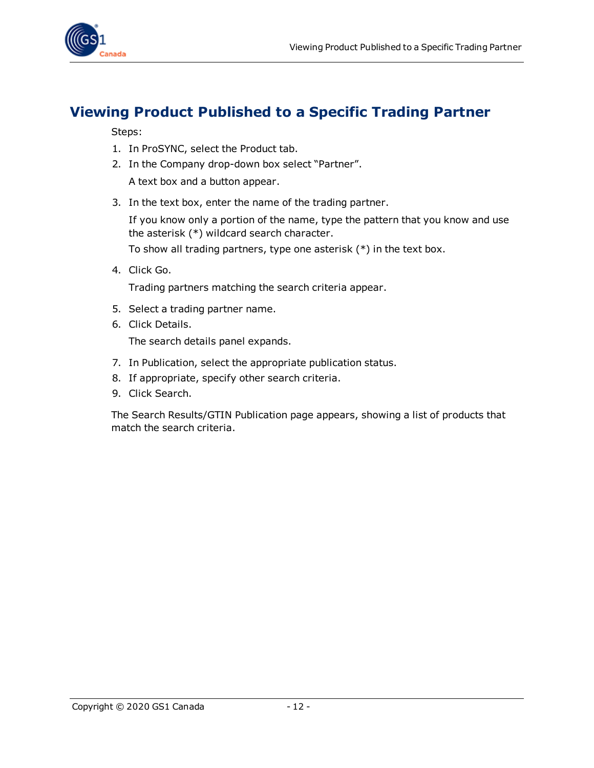# Viewing Product Published to a Specific Trading Partner

Steps:

1. In ProSYNC, select the Product tab.
2. In the Company drop-down box select "Partner".

   A text box and a button appear.

3. In the text box, enter the name of the trading partner.

   If you know only a portion of the name, type the pattern that you know and use the asterisk (*) wildcard search character.

   To show all trading partners, type one asterisk (*) in the text box.

4. Click Go.

   Trading partners matching the search criteria appear.

5. Select a trading partner name.
6. Click Details.

   The search details panel expands.

7. In Publication, select the appropriate publication status.
8. If appropriate, specify other search criteria.
9. Click Search.

The Search Results/GTIN Publication page appears, showing a list of products that match the search criteria.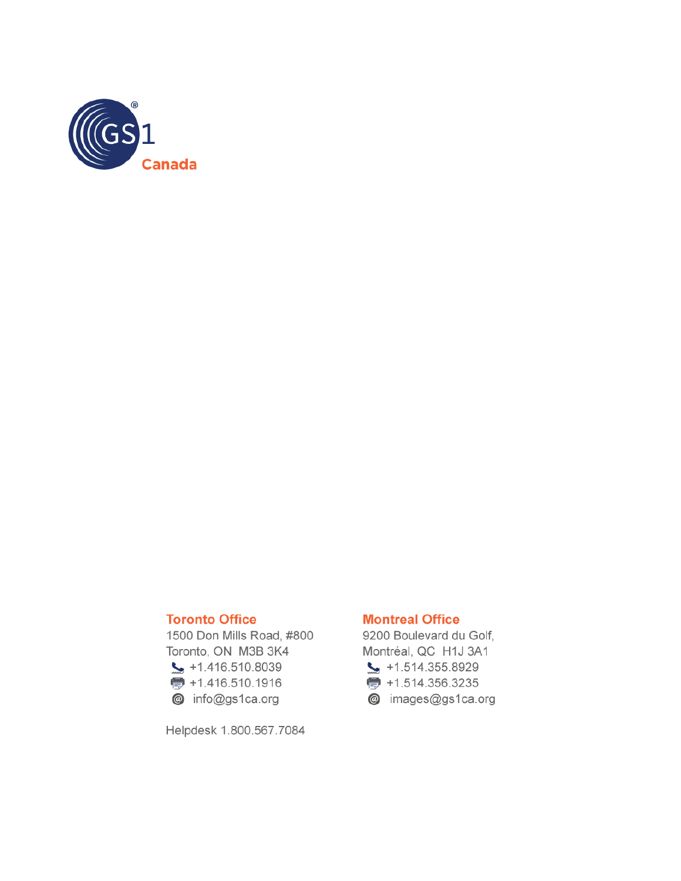GS1 Canada

**Toronto Office**
1500 Don Mills Road, #800
Toronto, ON  M3B 3K4
+1.416.510.8039
+1.416.510.1916
info@gs1ca.org

**Montreal Office**
9200 Boulevard du Golf,
Montréal, QC  H1J 3A1
+1.514.355.8929
+1.514.356.3235
images@gs1ca.org

Helpdesk 1.800.567.7084